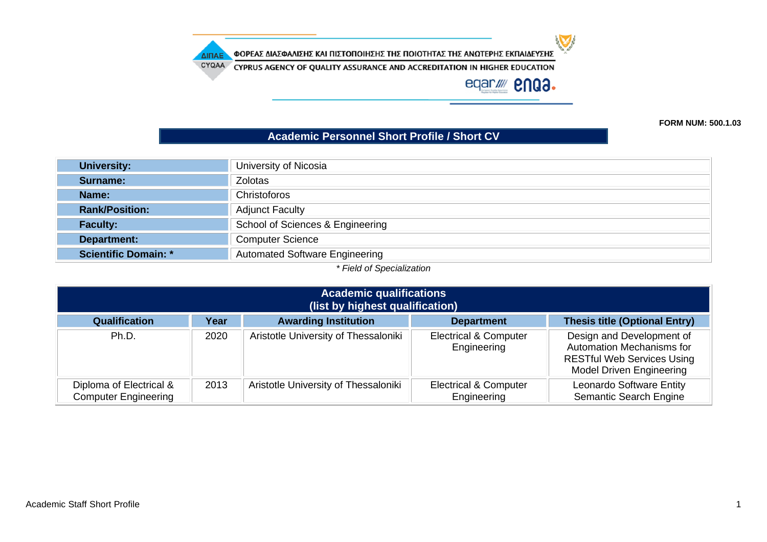ΦΟΡΕΑΣ ΔΙΑΣΦΑΛΙΣΗΣ ΚΑΙ ΠΙΣΤΟΠΟΙΗΣΗΣ ΤΗΣ ΠΟΙΟΤΗΤΑΣ ΤΗΣ ΑΝΩΤΕΡΗΣ ΕΚΠΑΙΔΕΥΣΗΣ

CYPRUS AGENCY OF QUALITY ASSURANCE AND ACCREDITATION IN HIGHER EDUCATION

**FORM NUM: 500.1.03**

## Academic Personnel Short Profile / Short CV

| | |
|---|---|
| **University:** | University of Nicosia |
| **Surname:** | Zolotas |
| **Name:** | Christoforos |
| **Rank/Position:** | Adjunct Faculty |
| **Faculty:** | School of Sciences & Engineering |
| **Department:** | Computer Science |
| **Scientific Domain: *** | Automated Software Engineering |

*\* Field of Specialization*

### Academic qualifications (list by highest qualification)

| Qualification | Year | Awarding Institution | Department | Thesis title (Optional Entry) |
|---|---|---|---|---|
| Ph.D. | 2020 | Aristotle University of Thessaloniki | Electrical & Computer Engineering | Design and Development of Automation Mechanisms for RESTful Web Services Using Model Driven Engineering |
| Diploma of Electrical & Computer Engineering | 2013 | Aristotle University of Thessaloniki | Electrical & Computer Engineering | Leonardo Software Entity Semantic Search Engine |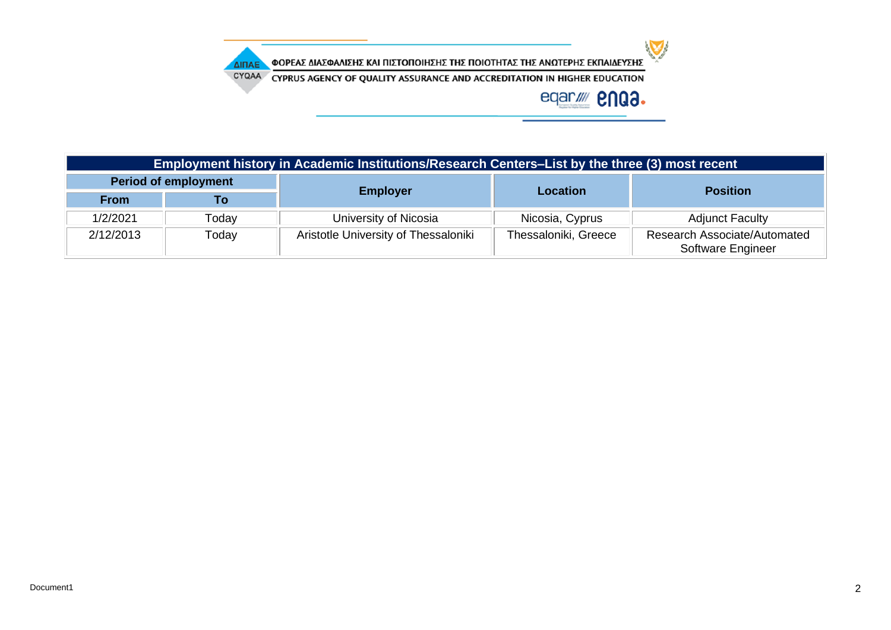ΦΟΡΕΑΣ ΔΙΑΣΦΑΛΙΣΗΣ ΚΑΙ ΠΙΣΤΟΠΟΙΗΣΗΣ ΤΗΣ ΠΟΙΟΤΗΤΑΣ ΤΗΣ ΑΝΩΤΕΡΗΣ ΕΚΠΑΙΔΕΥΣΗΣ
CYPRUS AGENCY OF QUALITY ASSURANCE AND ACCREDITATION IN HIGHER EDUCATION

| Employment history in Academic Institutions/Research Centers–List by the three (3) most recent | | | | |
|---|---|---|---|---|
| **Period of employment** | | **Employer** | **Location** | **Position** |
| **From** | **To** | | | |
| 1/2/2021 | Today | University of Nicosia | Nicosia, Cyprus | Adjunct Faculty |
| 2/12/2013 | Today | Aristotle University of Thessaloniki | Thessaloniki, Greece | Research Associate/Automated Software Engineer |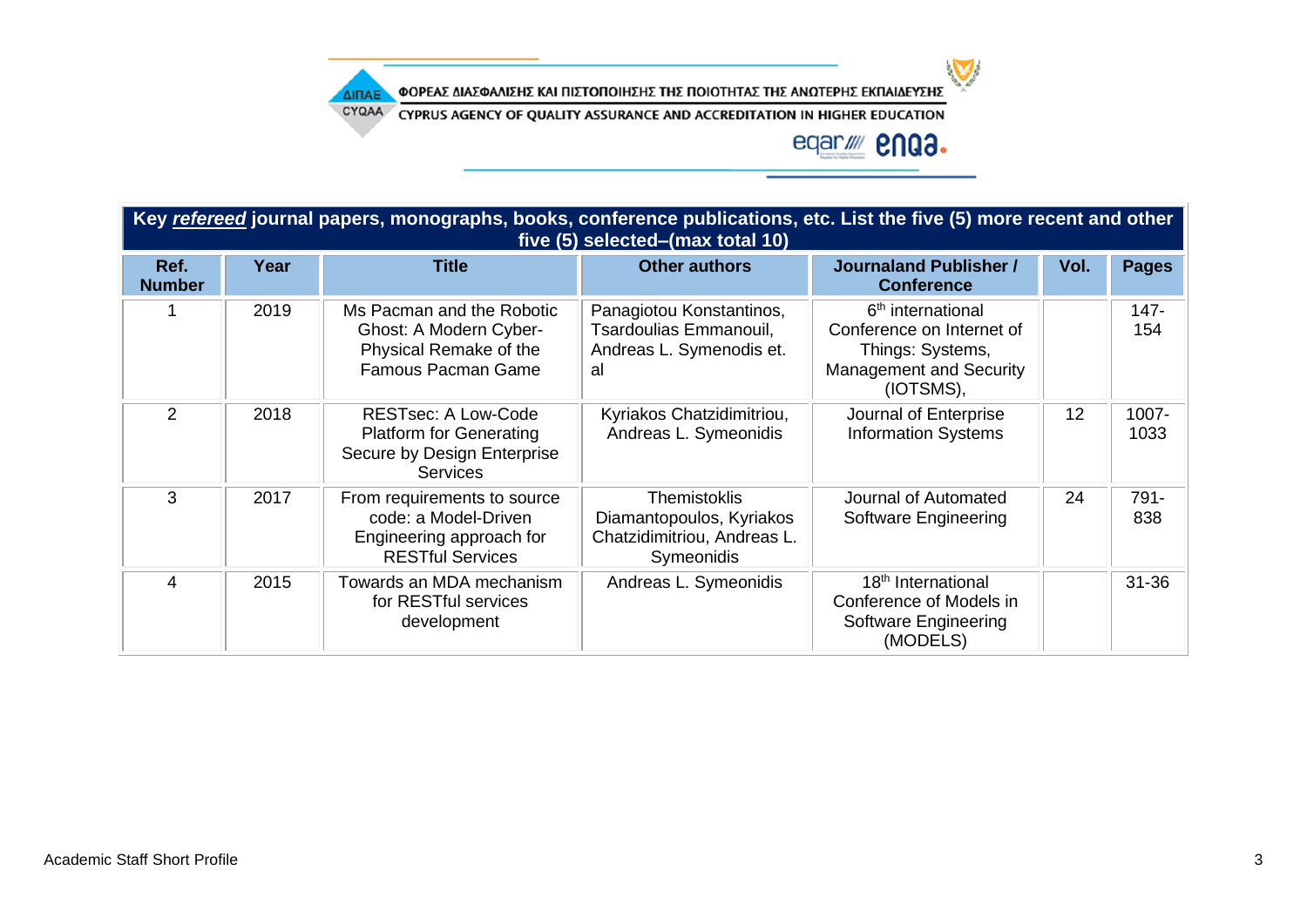| Key ***refereed*** journal papers, monographs, books, conference publications, etc. List the five (5) more recent and other five (5) selected–(max total 10) | | | | | | |
|---|---|---|---|---|---|---|
| **Ref. Number** | **Year** | **Title** | **Other authors** | **Journaland Publisher / Conference** | **Vol.** | **Pages** |
| 1 | 2019 | Ms Pacman and the Robotic Ghost: A Modern Cyber-Physical Remake of the Famous Pacman Game | Panagiotou Konstantinos, Tsardoulias Emmanouil, Andreas L. Symenodis et. al | 6th international Conference on Internet of Things: Systems, Management and Security (IOTSMS), | | 147-154 |
| 2 | 2018 | RESTsec: A Low-Code Platform for Generating Secure by Design Enterprise Services | Kyriakos Chatzidimitriou, Andreas L. Symeonidis | Journal of Enterprise Information Systems | 12 | 1007-1033 |
| 3 | 2017 | From requirements to source code: a Model-Driven Engineering approach for RESTful Services | Themistoklis Diamantopoulos, Kyriakos Chatzidimitriou, Andreas L. Symeonidis | Journal of Automated Software Engineering | 24 | 791-838 |
| 4 | 2015 | Towards an MDA mechanism for RESTful services development | Andreas L. Symeonidis | 18th International Conference of Models in Software Engineering (MODELS) | | 31-36 |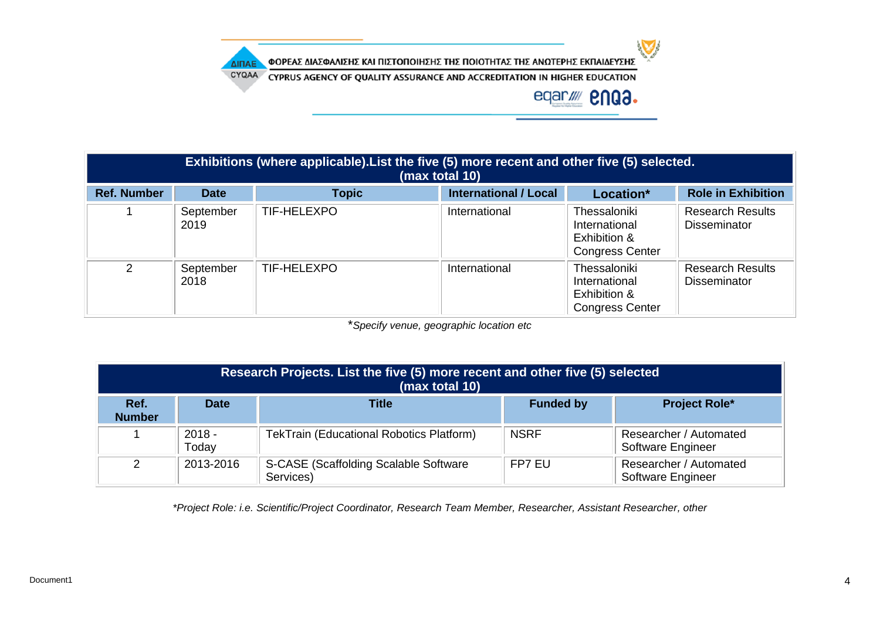ΦΟΡΕΑΣ ΔΙΑΣΦΑΛΙΣΗΣ ΚΑΙ ΠΙΣΤΟΠΟΙΗΣΗΣ ΤΗΣ ΠΟΙΟΤΗΤΑΣ ΤΗΣ ΑΝΩΤΕΡΗΣ ΕΚΠΑΙΔΕΥΣΗΣ
CYPRUS AGENCY OF QUALITY ASSURANCE AND ACCREDITATION IN HIGHER EDUCATION

**Exhibitions (where applicable).List the five (5) more recent and other five (5) selected. (max total 10)**

| Ref. Number | Date | Topic | International / Local | Location* | Role in Exhibition |
|---|---|---|---|---|---|
| 1 | September 2019 | TIF-HELEXPO | International | Thessaloniki International Exhibition & Congress Center | Research Results Disseminator |
| 2 | September 2018 | TIF-HELEXPO | International | Thessaloniki International Exhibition & Congress Center | Research Results Disseminator |

**Specify venue, geographic location etc*

**Research Projects. List the five (5) more recent and other five (5) selected (max total 10)**

| Ref. Number | Date | Title | Funded by | Project Role* |
|---|---|---|---|---|
| 1 | 2018 - Today | TekTrain (Educational Robotics Platform) | NSRF | Researcher / Automated Software Engineer |
| 2 | 2013-2016 | S-CASE (Scaffolding Scalable Software Services) | FP7 EU | Researcher / Automated Software Engineer |

**Project Role: i.e. Scientific/Project Coordinator, Research Team Member, Researcher, Assistant Researcher, other*